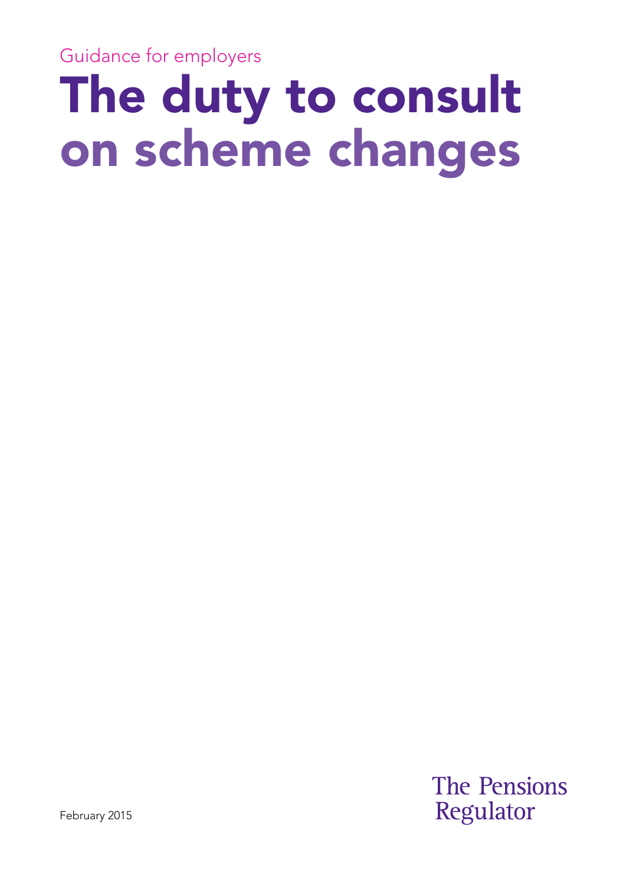Guidance for employers

# The duty to consult on scheme changes

February 2015

The Pensions Regulator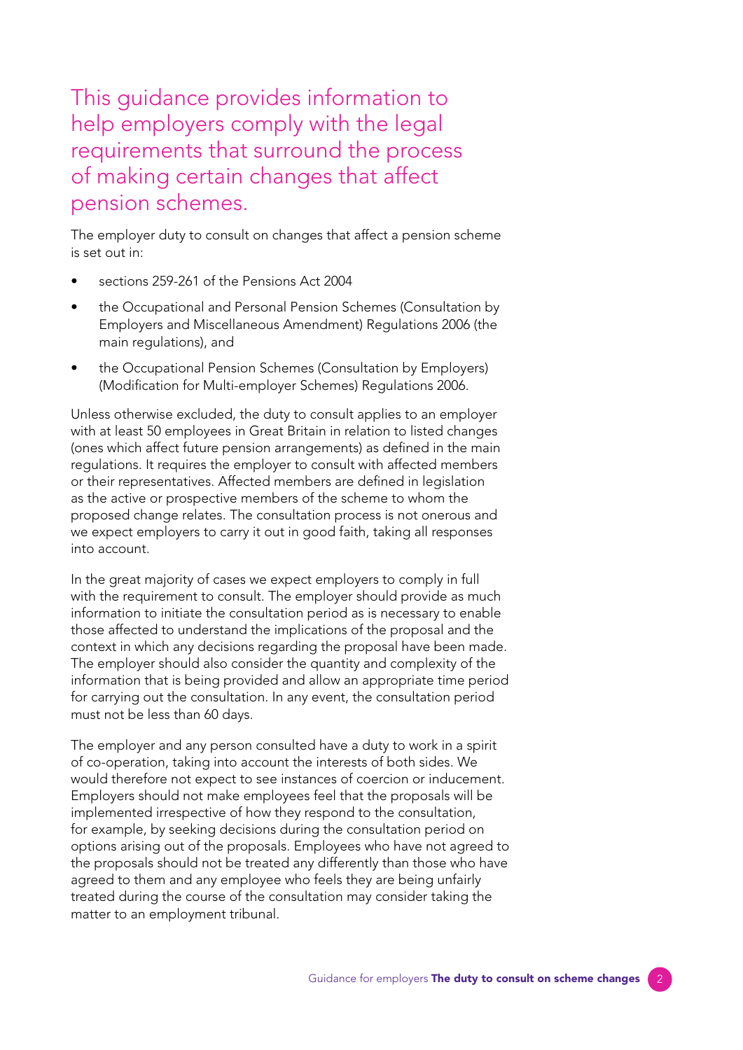## This guidance provides information to help employers comply with the legal requirements that surround the process of making certain changes that affect pension schemes.

The employer duty to consult on changes that affect a pension scheme is set out in:

- sections 259-261 of the Pensions Act 2004
- the Occupational and Personal Pension Schemes (Consultation by Employers and Miscellaneous Amendment) Regulations 2006 (the main regulations), and
- the Occupational Pension Schemes (Consultation by Employers) (Modification for Multi-employer Schemes) Regulations 2006.

Unless otherwise excluded, the duty to consult applies to an employer with at least 50 employees in Great Britain in relation to listed changes (ones which affect future pension arrangements) as defined in the main regulations. It requires the employer to consult with affected members or their representatives. Affected members are defined in legislation as the active or prospective members of the scheme to whom the proposed change relates. The consultation process is not onerous and we expect employers to carry it out in good faith, taking all responses into account.

In the great majority of cases we expect employers to comply in full with the requirement to consult. The employer should provide as much information to initiate the consultation period as is necessary to enable those affected to understand the implications of the proposal and the context in which any decisions regarding the proposal have been made. The employer should also consider the quantity and complexity of the information that is being provided and allow an appropriate time period for carrying out the consultation. In any event, the consultation period must not be less than 60 days.

The employer and any person consulted have a duty to work in a spirit of co-operation, taking into account the interests of both sides. We would therefore not expect to see instances of coercion or inducement. Employers should not make employees feel that the proposals will be implemented irrespective of how they respond to the consultation, for example, by seeking decisions during the consultation period on options arising out of the proposals. Employees who have not agreed to the proposals should not be treated any differently than those who have agreed to them and any employee who feels they are being unfairly treated during the course of the consultation may consider taking the matter to an employment tribunal.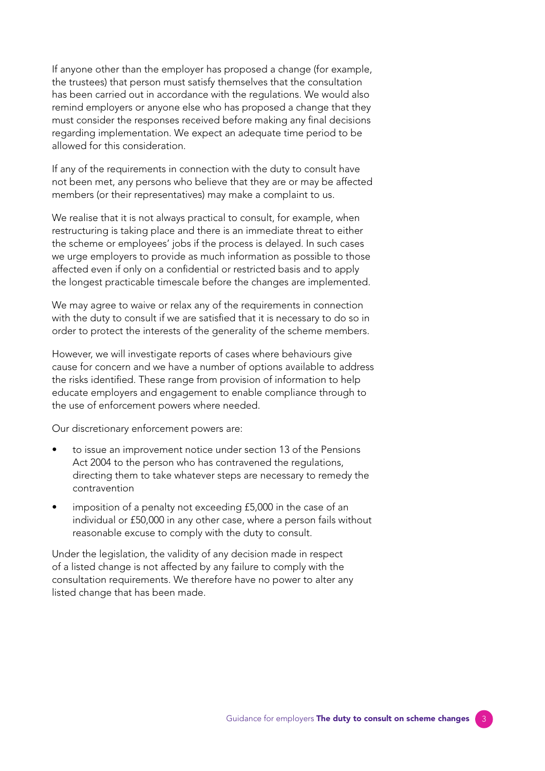If anyone other than the employer has proposed a change (for example, the trustees) that person must satisfy themselves that the consultation has been carried out in accordance with the regulations. We would also remind employers or anyone else who has proposed a change that they must consider the responses received before making any final decisions regarding implementation. We expect an adequate time period to be allowed for this consideration.

If any of the requirements in connection with the duty to consult have not been met, any persons who believe that they are or may be affected members (or their representatives) may make a complaint to us.

We realise that it is not always practical to consult, for example, when restructuring is taking place and there is an immediate threat to either the scheme or employees' jobs if the process is delayed. In such cases we urge employers to provide as much information as possible to those affected even if only on a confidential or restricted basis and to apply the longest practicable timescale before the changes are implemented.

We may agree to waive or relax any of the requirements in connection with the duty to consult if we are satisfied that it is necessary to do so in order to protect the interests of the generality of the scheme members.

However, we will investigate reports of cases where behaviours give cause for concern and we have a number of options available to address the risks identified. These range from provision of information to help educate employers and engagement to enable compliance through to the use of enforcement powers where needed.

Our discretionary enforcement powers are:

- to issue an improvement notice under section 13 of the Pensions Act 2004 to the person who has contravened the regulations, directing them to take whatever steps are necessary to remedy the contravention
- imposition of a penalty not exceeding £5,000 in the case of an individual or £50,000 in any other case, where a person fails without reasonable excuse to comply with the duty to consult.

Under the legislation, the validity of any decision made in respect of a listed change is not affected by any failure to comply with the consultation requirements. We therefore have no power to alter any listed change that has been made.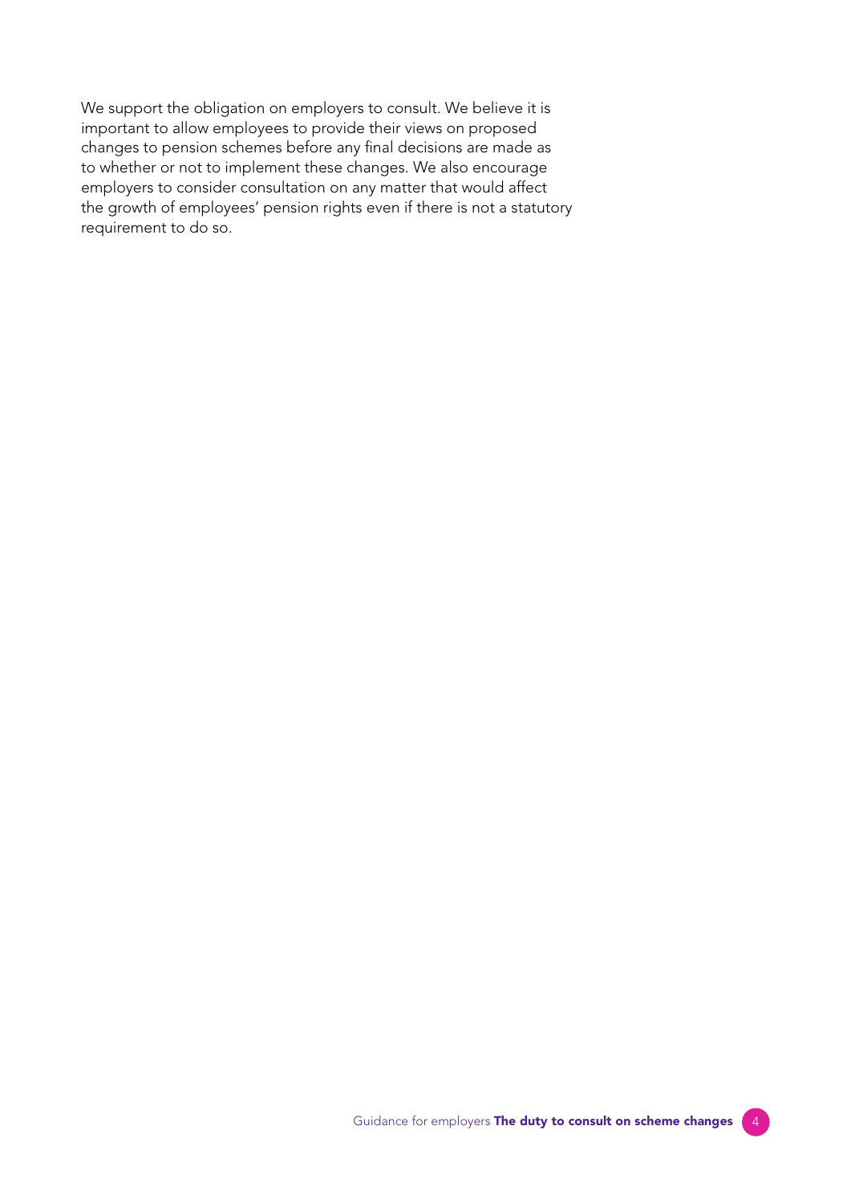We support the obligation on employers to consult. We believe it is important to allow employees to provide their views on proposed changes to pension schemes before any final decisions are made as to whether or not to implement these changes. We also encourage employers to consider consultation on any matter that would affect the growth of employees' pension rights even if there is not a statutory requirement to do so.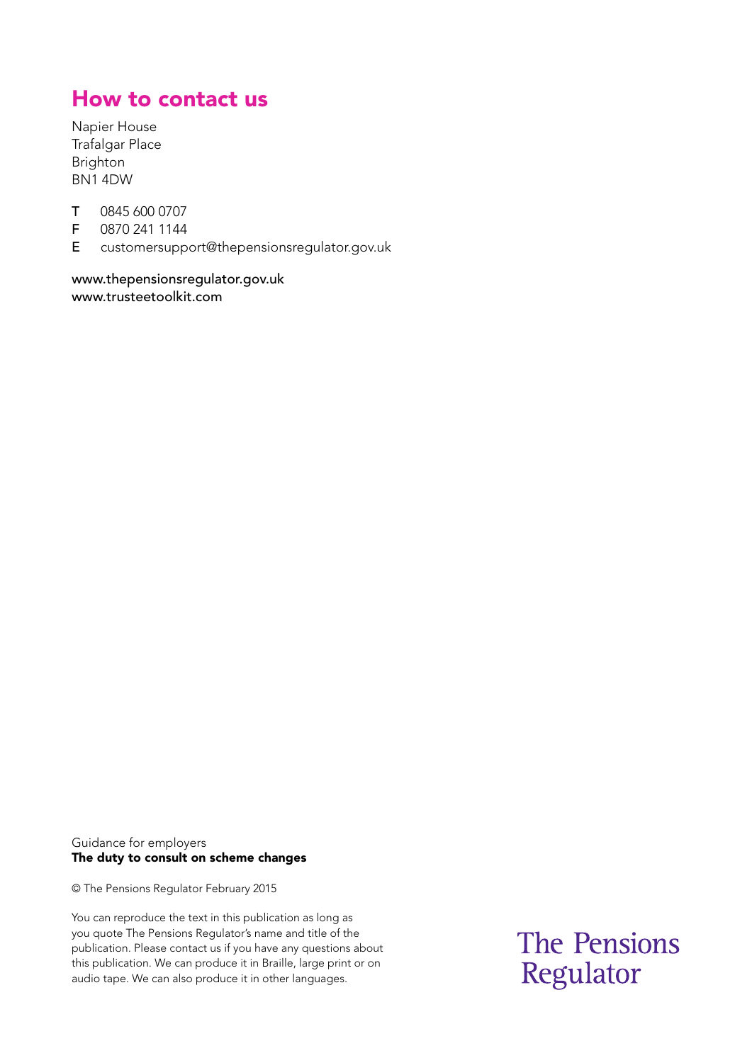## How to contact us

Napier House
Trafalgar Place
Brighton
BN1 4DW

**T** 0845 600 0707
**F** 0870 241 1144
**E** customersupport@thepensionsregulator.gov.uk

www.thepensionsregulator.gov.uk
www.trusteetoolkit.com

Guidance for employers
**The duty to consult on scheme changes**

© The Pensions Regulator February 2015

You can reproduce the text in this publication as long as you quote The Pensions Regulator's name and title of the publication. Please contact us if you have any questions about this publication. We can produce it in Braille, large print or on audio tape. We can also produce it in other languages.

The Pensions Regulator